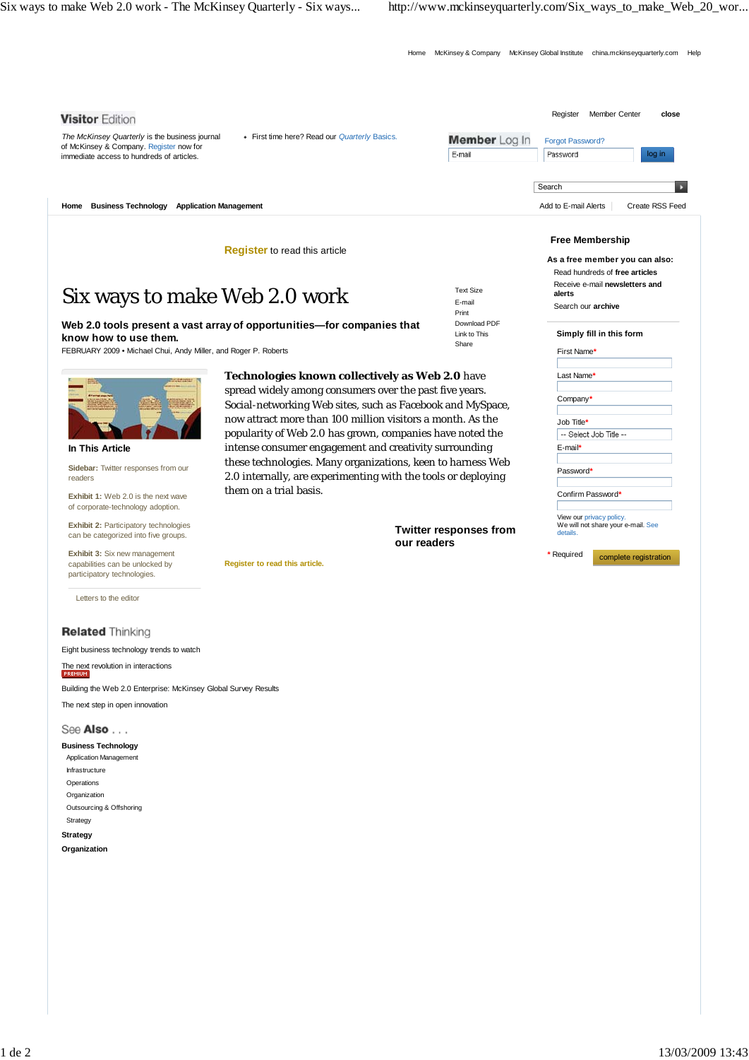Home McKinsey & Company McKinsey Global Institute china.mckinseyquarterly.com Help

**Visitor** Edition

*The McKinsey Quarterly* is the business journal of McKinsey & Company. Register now for immediate access to hundreds of articles.

- First time here? Read our *Quarterly Basics*.

Register Member Center **close**

**Member** Log In

E-mail Password log in

Forgot Password?

Search

**Home** **Business Technology** **Application Management**

Add to E-mail Alerts | Create RSS Feed

**Register** to read this article

# Six ways to make Web 2.0 work

Text Size
E-mail
Print
Download PDF
Link to This
Share

**Web 2.0 tools present a vast array of opportunities—for companies that know how to use them.**

FEBRUARY 2009 • Michael Chui, Andy Miller, and Roger P. Roberts

**Technologies known collectively as Web 2.0** have spread widely among consumers over the past five years. Social-networking Web sites, such as Facebook and MySpace, now attract more than 100 million visitors a month. As the popularity of Web 2.0 has grown, companies have noted the intense consumer engagement and creativity surrounding these technologies. Many organizations, keen to harness Web 2.0 internally, are experimenting with the tools or deploying them on a trial basis.

**Twitter responses from our readers**

**Register to read this article.**

### In This Article

**Sidebar:** Twitter responses from our readers

**Exhibit 1:** Web 2.0 is the next wave of corporate-technology adoption.

**Exhibit 2:** Participatory technologies can be categorized into five groups.

**Exhibit 3:** Six new management capabilities can be unlocked by participatory technologies.

Letters to the editor

## Related Thinking

Eight business technology trends to watch

The next revolution in interactions PREMIUM

Building the Web 2.0 Enterprise: McKinsey Global Survey Results

The next step in open innovation

## See Also . . .

**Business Technology**

- Application Management
- Infrastructure
- Operations
- Organization
- Outsourcing & Offshoring
- Strategy

**Strategy**

**Organization**

### Free Membership

**As a free member you can also:**

- Read hundreds of **free articles**
- Receive e-mail **newsletters and alerts**
- Search our **archive**

**Simply fill in this form**

First Name*

Last Name*

Company*

Job Title*
-- Select Job Title --

E-mail*

Password*

Confirm Password*

View our privacy policy.
We will not share your e-mail. See details.

\* Required

complete registration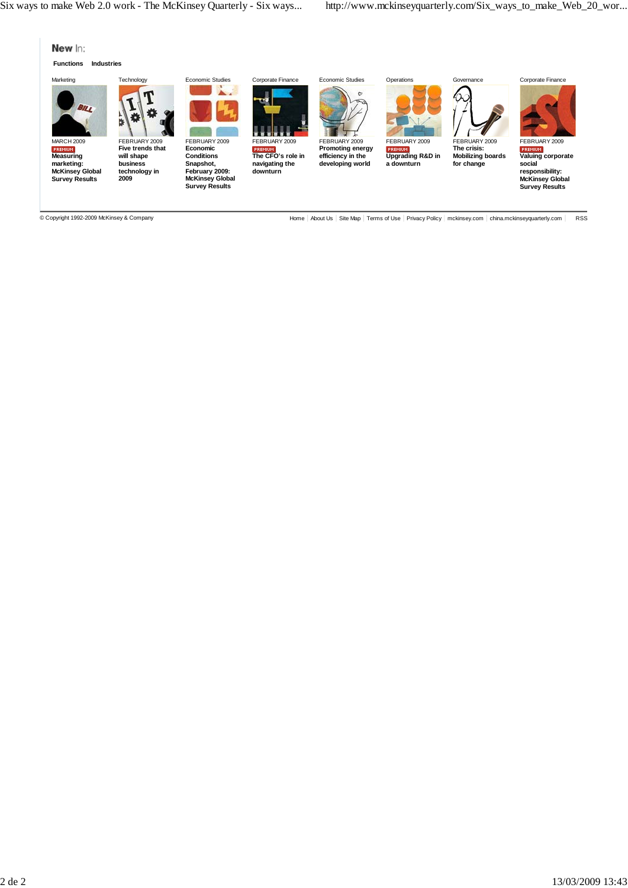**New In:**

**Functions** **Industries**

Marketing
MARCH 2009
PREMIUM
**Measuring marketing: McKinsey Global Survey Results**

Technology
FEBRUARY 2009
**Five trends that will shape business technology in 2009**

Economic Studies
FEBRUARY 2009
**Economic Conditions Snapshot, February 2009: McKinsey Global Survey Results**

Corporate Finance
FEBRUARY 2009
PREMIUM
**The CFO's role in navigating the downturn**

Economic Studies
FEBRUARY 2009
**Promoting energy efficiency in the developing world**

Operations
FEBRUARY 2009
PREMIUM
**Upgrading R&D in a downturn**

Governance
FEBRUARY 2009
**The crisis: Mobilizing boards for change**

Corporate Finance
FEBRUARY 2009
PREMIUM
**Valuing corporate social responsibility: McKinsey Global Survey Results**

© Copyright 1992-2009 McKinsey & Company

Home | About Us | Site Map | Terms of Use | Privacy Policy | mckinsey.com | china.mckinseyquarterly.com | RSS